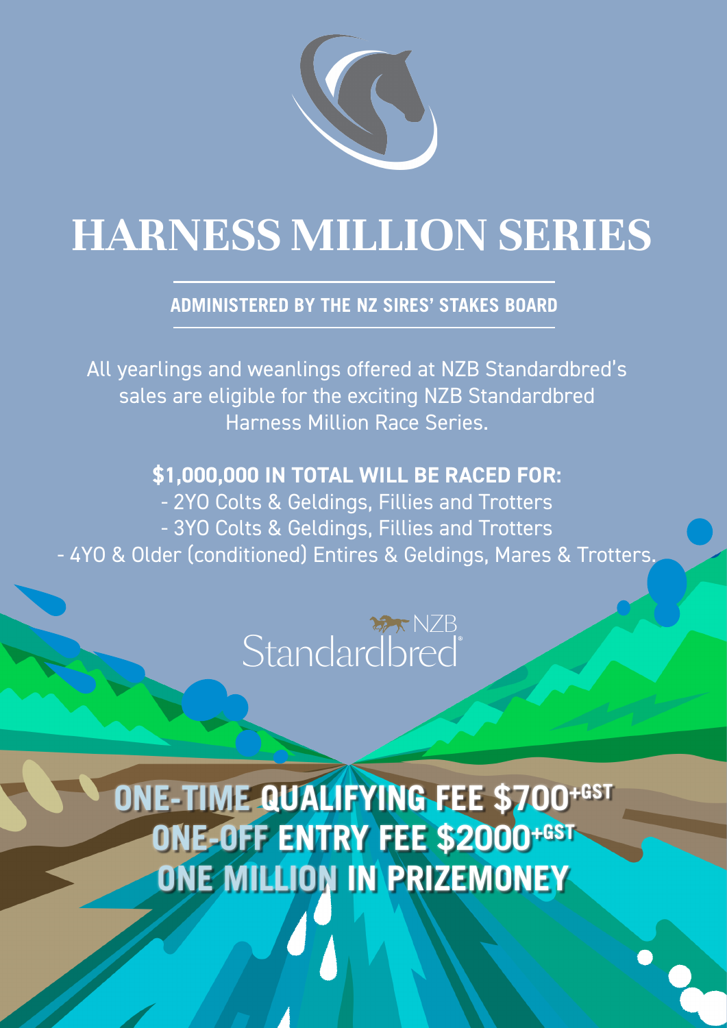# HARNESS MILLION SERIES

**ADMINISTERED BY THE NZ SIRES' STAKES BOARD**

All yearlings and weanlings offered at NZB Standardbred's sales are eligible for the exciting NZB Standardbred Harness Million Race Series.

**$1,000,000 IN TOTAL WILL BE RACED FOR:**

- 2YO Colts & Geldings, Fillies and Trotters
- 3YO Colts & Geldings, Fillies and Trotters
- 4YO & Older (conditioned) Entires & Geldings, Mares & Trotters.

NZB Standardbred

**ONE-TIME QUALIFYING FEE $700+GST**

**ONE-OFF ENTRY FEE $2000+GST**

**ONE MILLION IN PRIZEMONEY**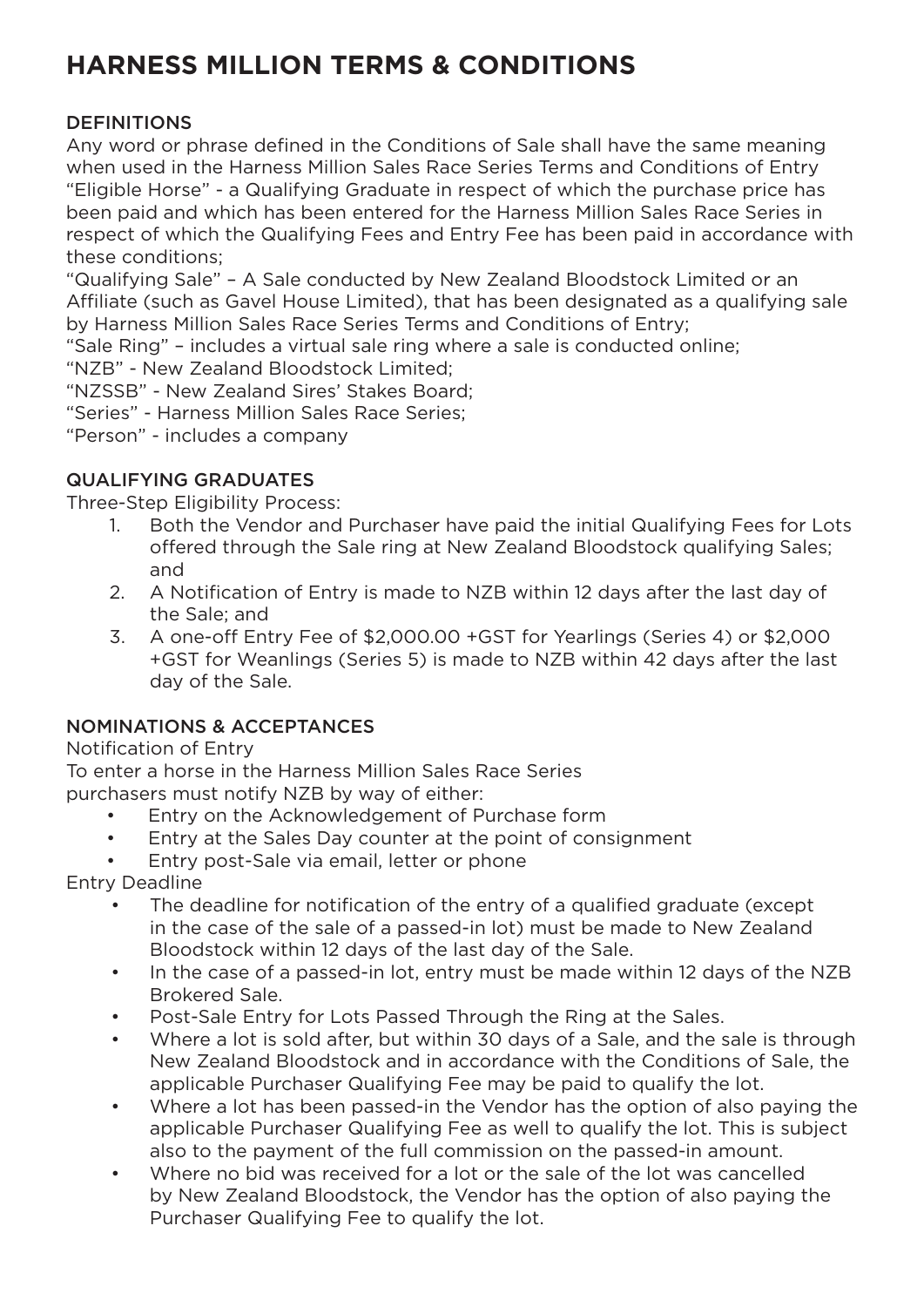# HARNESS MILLION TERMS & CONDITIONS

## DEFINITIONS

Any word or phrase defined in the Conditions of Sale shall have the same meaning when used in the Harness Million Sales Race Series Terms and Conditions of Entry

"Eligible Horse" - a Qualifying Graduate in respect of which the purchase price has been paid and which has been entered for the Harness Million Sales Race Series in respect of which the Qualifying Fees and Entry Fee has been paid in accordance with these conditions;

"Qualifying Sale" – A Sale conducted by New Zealand Bloodstock Limited or an Affiliate (such as Gavel House Limited), that has been designated as a qualifying sale by Harness Million Sales Race Series Terms and Conditions of Entry;

"Sale Ring" – includes a virtual sale ring where a sale is conducted online;

"NZB" - New Zealand Bloodstock Limited;

"NZSSB" - New Zealand Sires' Stakes Board;

"Series" - Harness Million Sales Race Series;

"Person" - includes a company

## QUALIFYING GRADUATES

Three-Step Eligibility Process:

1. Both the Vendor and Purchaser have paid the initial Qualifying Fees for Lots offered through the Sale ring at New Zealand Bloodstock qualifying Sales; and
2. A Notification of Entry is made to NZB within 12 days after the last day of the Sale; and
3. A one-off Entry Fee of $2,000.00 +GST for Yearlings (Series 4) or $2,000 +GST for Weanlings (Series 5) is made to NZB within 42 days after the last day of the Sale.

## NOMINATIONS & ACCEPTANCES

Notification of Entry

To enter a horse in the Harness Million Sales Race Series purchasers must notify NZB by way of either:

- Entry on the Acknowledgement of Purchase form
- Entry at the Sales Day counter at the point of consignment
- Entry post-Sale via email, letter or phone

Entry Deadline

- The deadline for notification of the entry of a qualified graduate (except in the case of the sale of a passed-in lot) must be made to New Zealand Bloodstock within 12 days of the last day of the Sale.
- In the case of a passed-in lot, entry must be made within 12 days of the NZB Brokered Sale.
- Post-Sale Entry for Lots Passed Through the Ring at the Sales.
- Where a lot is sold after, but within 30 days of a Sale, and the sale is through New Zealand Bloodstock and in accordance with the Conditions of Sale, the applicable Purchaser Qualifying Fee may be paid to qualify the lot.
- Where a lot has been passed-in the Vendor has the option of also paying the applicable Purchaser Qualifying Fee as well to qualify the lot. This is subject also to the payment of the full commission on the passed-in amount.
- Where no bid was received for a lot or the sale of the lot was cancelled by New Zealand Bloodstock, the Vendor has the option of also paying the Purchaser Qualifying Fee to qualify the lot.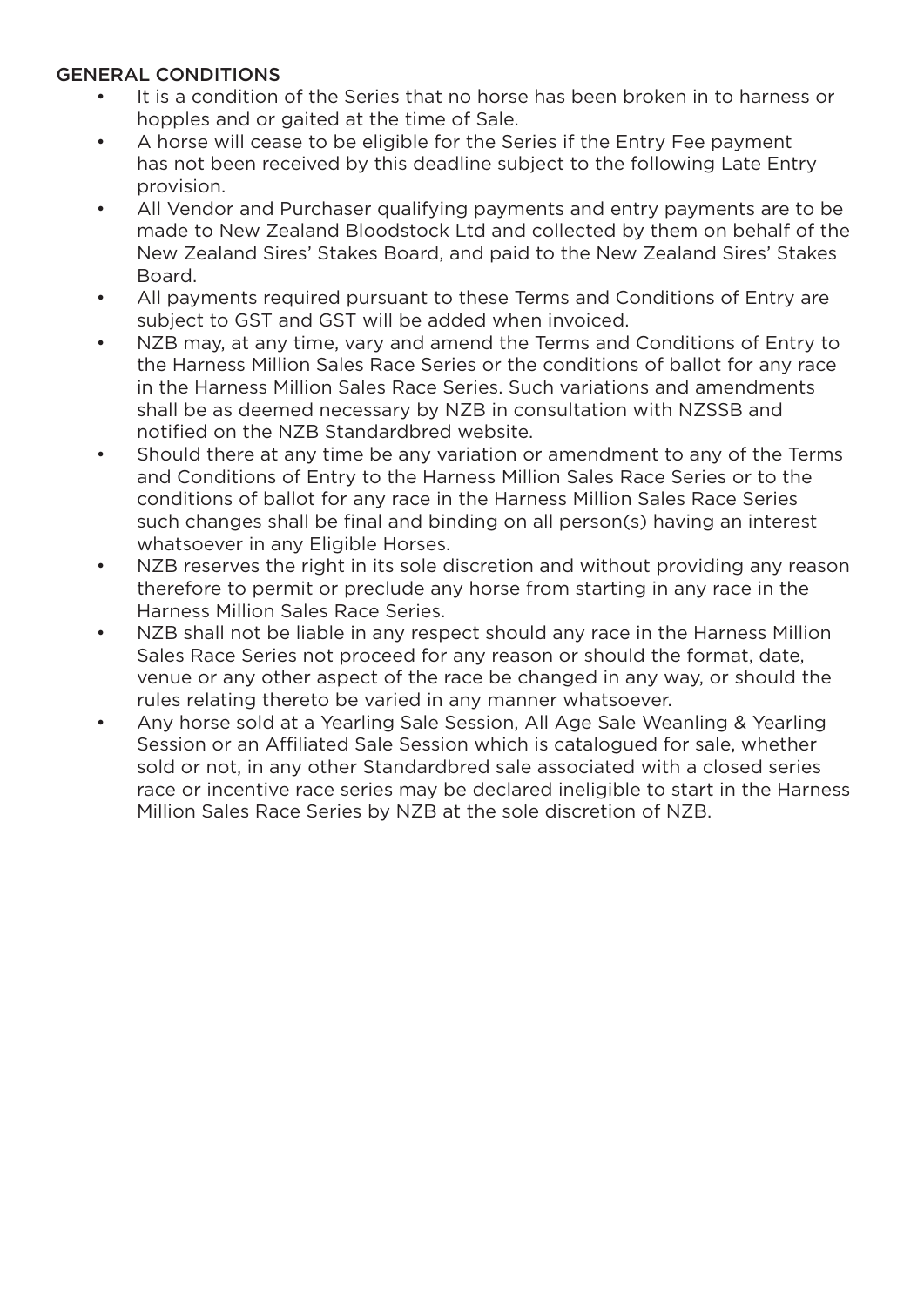## GENERAL CONDITIONS

- It is a condition of the Series that no horse has been broken in to harness or hopples and or gaited at the time of Sale.
- A horse will cease to be eligible for the Series if the Entry Fee payment has not been received by this deadline subject to the following Late Entry provision.
- All Vendor and Purchaser qualifying payments and entry payments are to be made to New Zealand Bloodstock Ltd and collected by them on behalf of the New Zealand Sires' Stakes Board, and paid to the New Zealand Sires' Stakes Board.
- All payments required pursuant to these Terms and Conditions of Entry are subject to GST and GST will be added when invoiced.
- NZB may, at any time, vary and amend the Terms and Conditions of Entry to the Harness Million Sales Race Series or the conditions of ballot for any race in the Harness Million Sales Race Series. Such variations and amendments shall be as deemed necessary by NZB in consultation with NZSSB and notified on the NZB Standardbred website.
- Should there at any time be any variation or amendment to any of the Terms and Conditions of Entry to the Harness Million Sales Race Series or to the conditions of ballot for any race in the Harness Million Sales Race Series such changes shall be final and binding on all person(s) having an interest whatsoever in any Eligible Horses.
- NZB reserves the right in its sole discretion and without providing any reason therefore to permit or preclude any horse from starting in any race in the Harness Million Sales Race Series.
- NZB shall not be liable in any respect should any race in the Harness Million Sales Race Series not proceed for any reason or should the format, date, venue or any other aspect of the race be changed in any way, or should the rules relating thereto be varied in any manner whatsoever.
- Any horse sold at a Yearling Sale Session, All Age Sale Weanling & Yearling Session or an Affiliated Sale Session which is catalogued for sale, whether sold or not, in any other Standardbred sale associated with a closed series race or incentive race series may be declared ineligible to start in the Harness Million Sales Race Series by NZB at the sole discretion of NZB.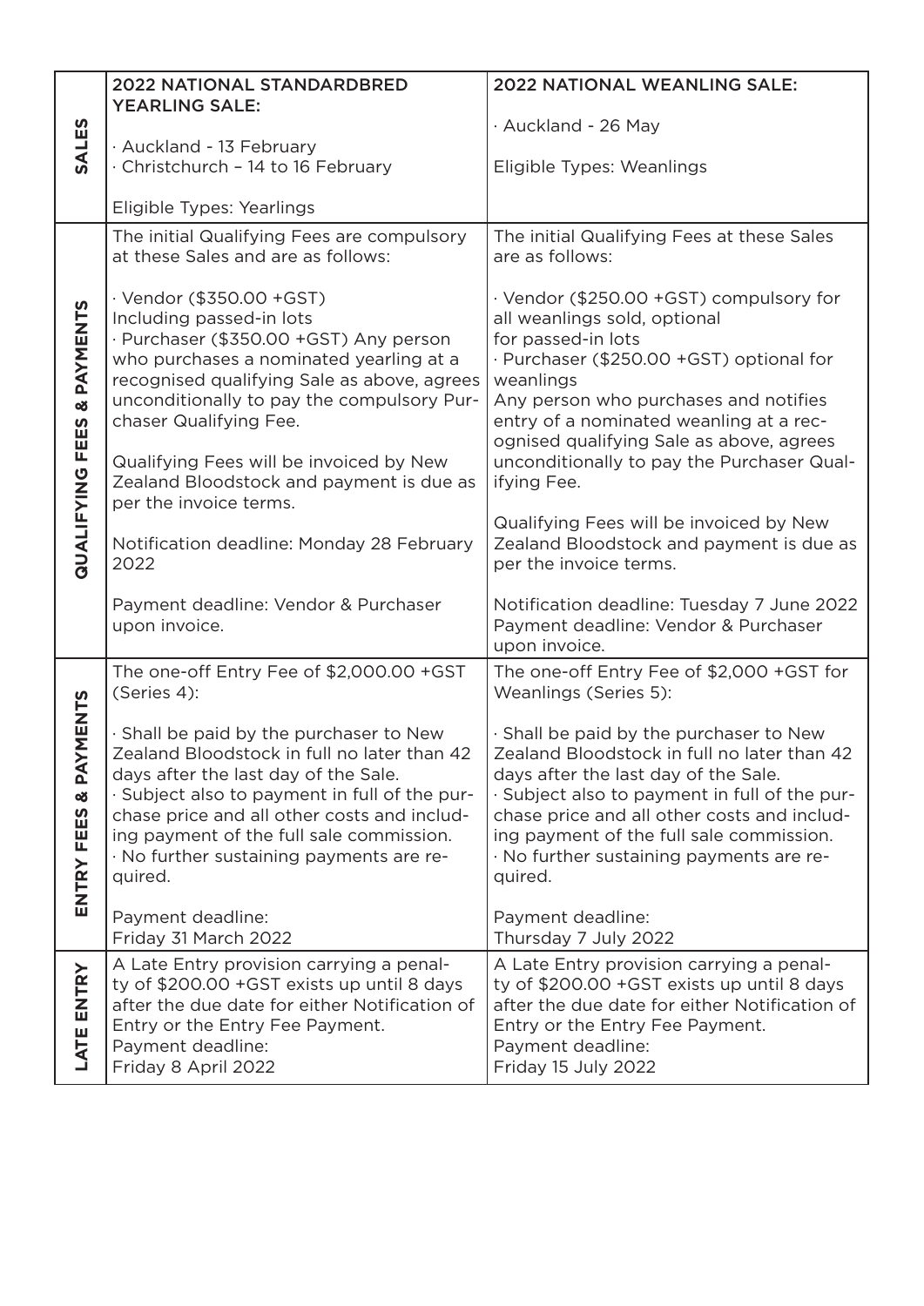| | | |
|---|---|---|
| **SALES** | 2022 NATIONAL STANDARDBRED YEARLING SALE:<br><br>· Auckland - 13 February<br>· Christchurch – 14 to 16 February<br><br>Eligible Types: Yearlings | 2022 NATIONAL WEANLING SALE:<br><br>· Auckland - 26 May<br><br>Eligible Types: Weanlings |
| **QUALIFYING FEES & PAYMENTS** | The initial Qualifying Fees are compulsory at these Sales and are as follows:<br><br>· Vendor ($350.00 +GST)<br>Including passed-in lots<br>· Purchaser ($350.00 +GST) Any person who purchases a nominated yearling at a recognised qualifying Sale as above, agrees unconditionally to pay the compulsory Purchaser Qualifying Fee.<br><br>Qualifying Fees will be invoiced by New Zealand Bloodstock and payment is due as per the invoice terms.<br><br>Notification deadline: Monday 28 February 2022<br><br>Payment deadline: Vendor & Purchaser upon invoice. | The initial Qualifying Fees at these Sales are as follows:<br><br>· Vendor ($250.00 +GST) compulsory for all weanlings sold, optional for passed-in lots<br>· Purchaser ($250.00 +GST) optional for weanlings<br>Any person who purchases and notifies entry of a nominated weanling at a recognised qualifying Sale as above, agrees unconditionally to pay the Purchaser Qualifying Fee.<br><br>Qualifying Fees will be invoiced by New Zealand Bloodstock and payment is due as per the invoice terms.<br><br>Notification deadline: Tuesday 7 June 2022<br>Payment deadline: Vendor & Purchaser upon invoice. |
| **ENTRY FEES & PAYMENTS** | The one-off Entry Fee of $2,000.00 +GST (Series 4):<br><br>· Shall be paid by the purchaser to New Zealand Bloodstock in full no later than 42 days after the last day of the Sale.<br>· Subject also to payment in full of the purchase price and all other costs and including payment of the full sale commission.<br>· No further sustaining payments are required.<br><br>Payment deadline:<br>Friday 31 March 2022 | The one-off Entry Fee of $2,000 +GST for Weanlings (Series 5):<br><br>· Shall be paid by the purchaser to New Zealand Bloodstock in full no later than 42 days after the last day of the Sale.<br>· Subject also to payment in full of the purchase price and all other costs and including payment of the full sale commission.<br>· No further sustaining payments are required.<br><br>Payment deadline:<br>Thursday 7 July 2022 |
| **LATE ENTRY** | A Late Entry provision carrying a penalty of $200.00 +GST exists up until 8 days after the due date for either Notification of Entry or the Entry Fee Payment.<br>Payment deadline:<br>Friday 8 April 2022 | A Late Entry provision carrying a penalty of $200.00 +GST exists up until 8 days after the due date for either Notification of Entry or the Entry Fee Payment.<br>Payment deadline:<br>Friday 15 July 2022 |